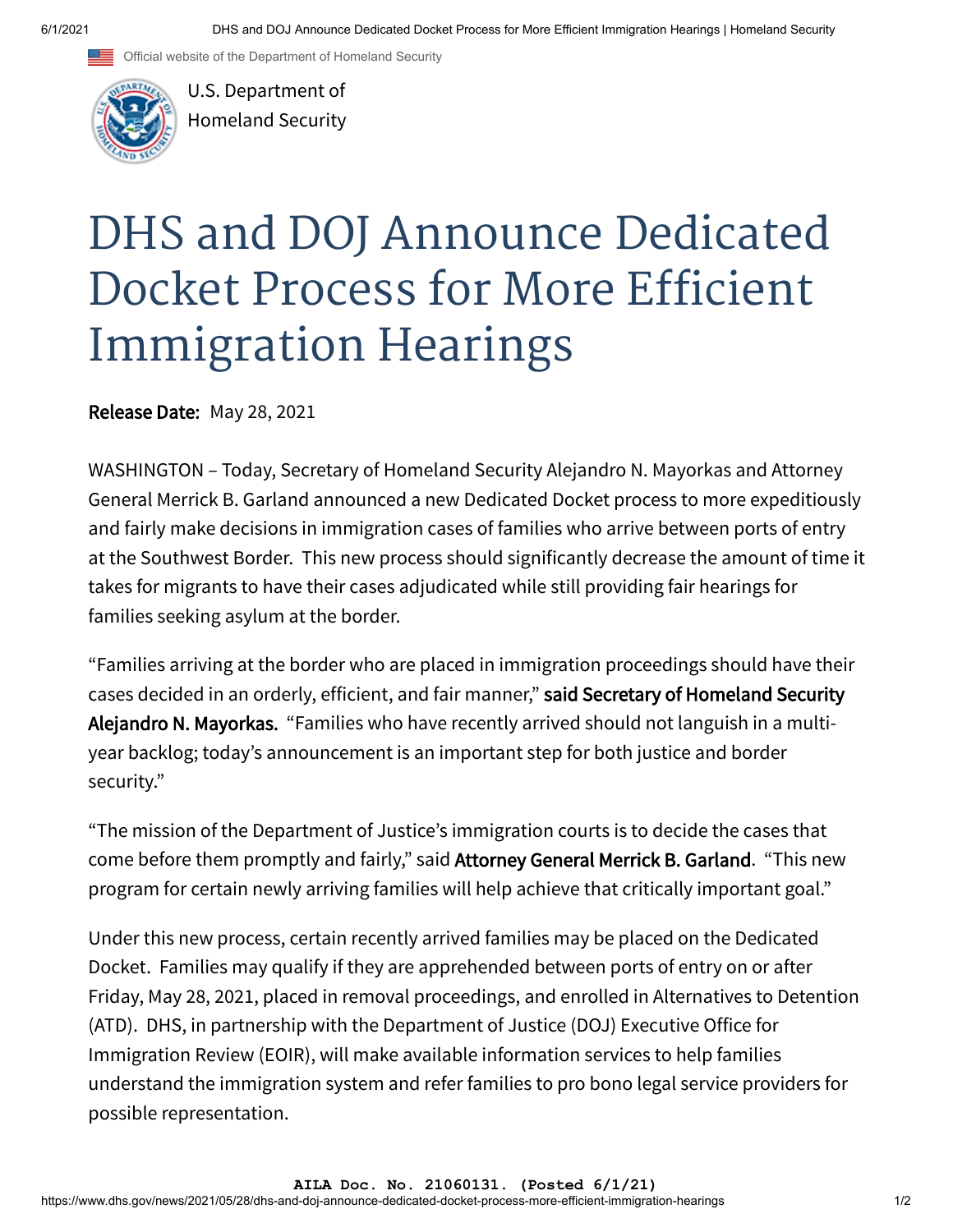Official website of the Department of Homeland Security

U.S. Department of Homeland Security

# DHS and DOJ Announce Dedicated Docket Process for More Efficient Immigration Hearings

**Release Date:** May 28, 2021

WASHINGTON – Today, Secretary of Homeland Security Alejandro N. Mayorkas and Attorney General Merrick B. Garland announced a new Dedicated Docket process to more expeditiously and fairly make decisions in immigration cases of families who arrive between ports of entry at the Southwest Border. This new process should significantly decrease the amount of time it takes for migrants to have their cases adjudicated while still providing fair hearings for families seeking asylum at the border.

"Families arriving at the border who are placed in immigration proceedings should have their cases decided in an orderly, efficient, and fair manner," **said Secretary of Homeland Security Alejandro N. Mayorkas.** "Families who have recently arrived should not languish in a multi-year backlog; today's announcement is an important step for both justice and border security."

"The mission of the Department of Justice's immigration courts is to decide the cases that come before them promptly and fairly," said **Attorney General Merrick B. Garland**. "This new program for certain newly arriving families will help achieve that critically important goal."

Under this new process, certain recently arrived families may be placed on the Dedicated Docket. Families may qualify if they are apprehended between ports of entry on or after Friday, May 28, 2021, placed in removal proceedings, and enrolled in Alternatives to Detention (ATD). DHS, in partnership with the Department of Justice (DOJ) Executive Office for Immigration Review (EOIR), will make available information services to help families understand the immigration system and refer families to pro bono legal service providers for possible representation.

AILA Doc. No. 21060131. (Posted 6/1/21)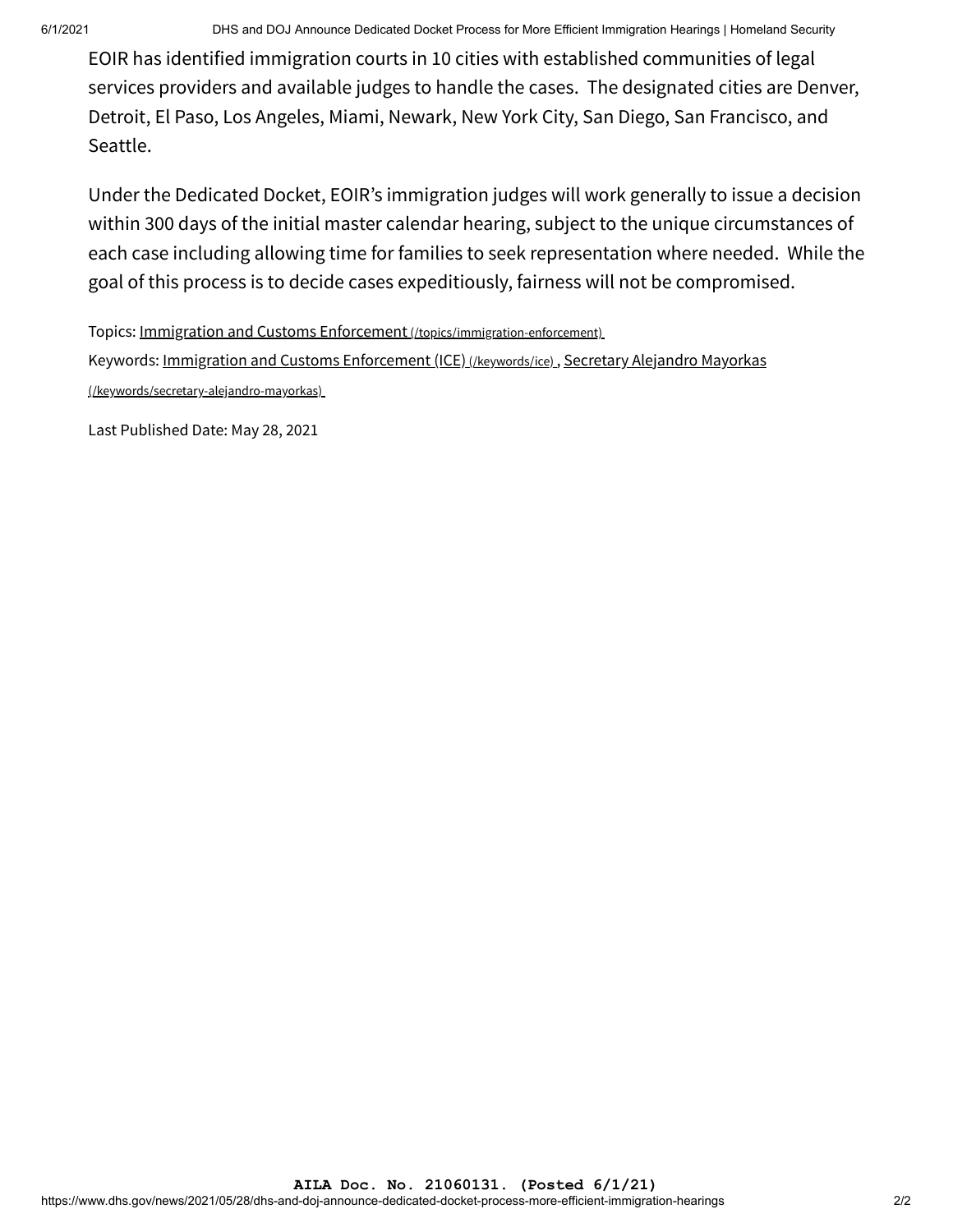EOIR has identified immigration courts in 10 cities with established communities of legal services providers and available judges to handle the cases. The designated cities are Denver, Detroit, El Paso, Los Angeles, Miami, Newark, New York City, San Diego, San Francisco, and Seattle.

Under the Dedicated Docket, EOIR's immigration judges will work generally to issue a decision within 300 days of the initial master calendar hearing, subject to the unique circumstances of each case including allowing time for families to seek representation where needed. While the goal of this process is to decide cases expeditiously, fairness will not be compromised.

Topics: Immigration and Customs Enforcement (/topics/immigration-enforcement)

Keywords: Immigration and Customs Enforcement (ICE) (/keywords/ice), Secretary Alejandro Mayorkas (/keywords/secretary-alejandro-mayorkas)

Last Published Date: May 28, 2021

**AILA Doc. No. 21060131. (Posted 6/1/21)**